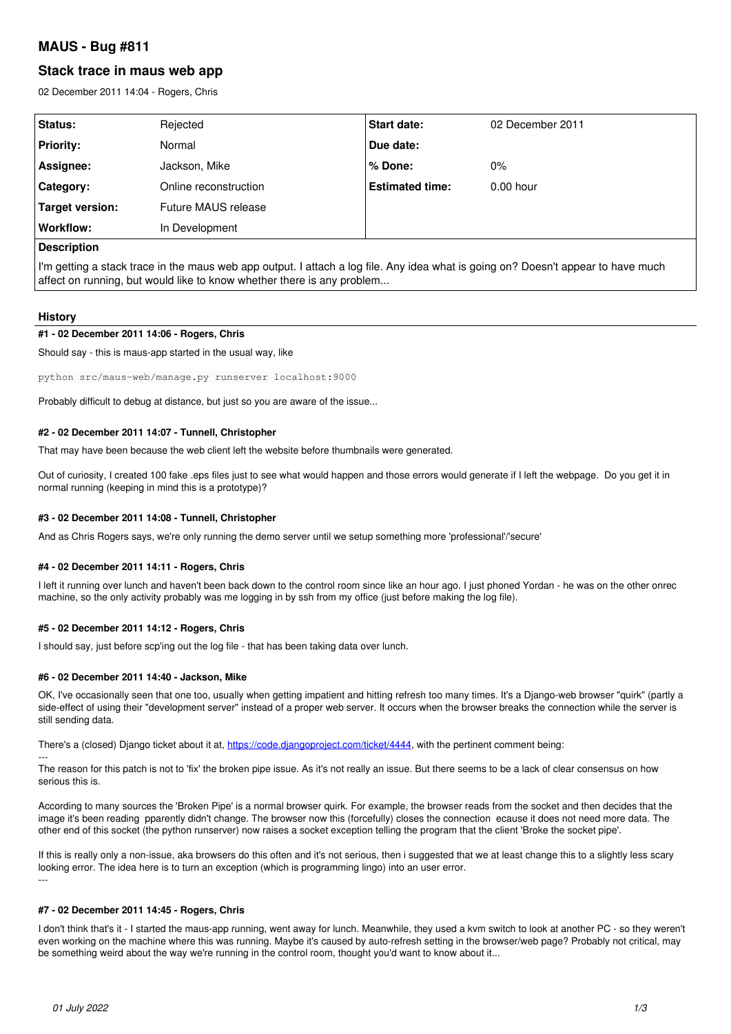# MAUS - Bug #811

## Stack trace in maus web app

02 December 2011 14:04 - Rogers, Chris

| | | | |
|---|---|---|---|
| **Status:** | Rejected | **Start date:** | 02 December 2011 |
| **Priority:** | Normal | **Due date:** | |
| **Assignee:** | Jackson, Mike | **% Done:** | 0% |
| **Category:** | Online reconstruction | **Estimated time:** | 0.00 hour |
| **Target version:** | Future MAUS release | | |
| **Workflow:** | In Development | | |

**Description**

I'm getting a stack trace in the maus web app output. I attach a log file. Any idea what is going on? Doesn't appear to have much affect on running, but would like to know whether there is any problem...

### History

#### #1 - 02 December 2011 14:06 - Rogers, Chris

Should say - this is maus-app started in the usual way, like

```
python src/maus-web/manage.py runserver localhost:9000
```

Probably difficult to debug at distance, but just so you are aware of the issue...

#### #2 - 02 December 2011 14:07 - Tunnell, Christopher

That may have been because the web client left the website before thumbnails were generated.

Out of curiosity, I created 100 fake .eps files just to see what would happen and those errors would generate if I left the webpage. Do you get it in normal running (keeping in mind this is a prototype)?

#### #3 - 02 December 2011 14:08 - Tunnell, Christopher

And as Chris Rogers says, we're only running the demo server until we setup something more 'professional'/'secure'

#### #4 - 02 December 2011 14:11 - Rogers, Chris

I left it running over lunch and haven't been back down to the control room since like an hour ago. I just phoned Yordan - he was on the other onrec machine, so the only activity probably was me logging in by ssh from my office (just before making the log file).

#### #5 - 02 December 2011 14:12 - Rogers, Chris

I should say, just before scp'ing out the log file - that has been taking data over lunch.

#### #6 - 02 December 2011 14:40 - Jackson, Mike

OK, I've occasionally seen that one too, usually when getting impatient and hitting refresh too many times. It's a Django-web browser "quirk" (partly a side-effect of using their "development server" instead of a proper web server. It occurs when the browser breaks the connection while the server is still sending data.

There's a (closed) Django ticket about it at, https://code.djangoproject.com/ticket/4444, with the pertinent comment being:

---

The reason for this patch is not to 'fix' the broken pipe issue. As it's not really an issue. But there seems to be a lack of clear consensus on how serious this is.

According to many sources the 'Broken Pipe' is a normal browser quirk. For example, the browser reads from the socket and then decides that the image it's been reading pparently didn't change. The browser now this (forcefully) closes the connection ecause it does not need more data. The other end of this socket (the python runserver) now raises a socket exception telling the program that the client 'Broke the socket pipe'.

If this is really only a non-issue, aka browsers do this often and it's not serious, then i suggested that we at least change this to a slightly less scary looking error. The idea here is to turn an exception (which is programming lingo) into an user error.

---

#### #7 - 02 December 2011 14:45 - Rogers, Chris

I don't think that's it - I started the maus-app running, went away for lunch. Meanwhile, they used a kvm switch to look at another PC - so they weren't even working on the machine where this was running. Maybe it's caused by auto-refresh setting in the browser/web page? Probably not critical, may be something weird about the way we're running in the control room, thought you'd want to know about it...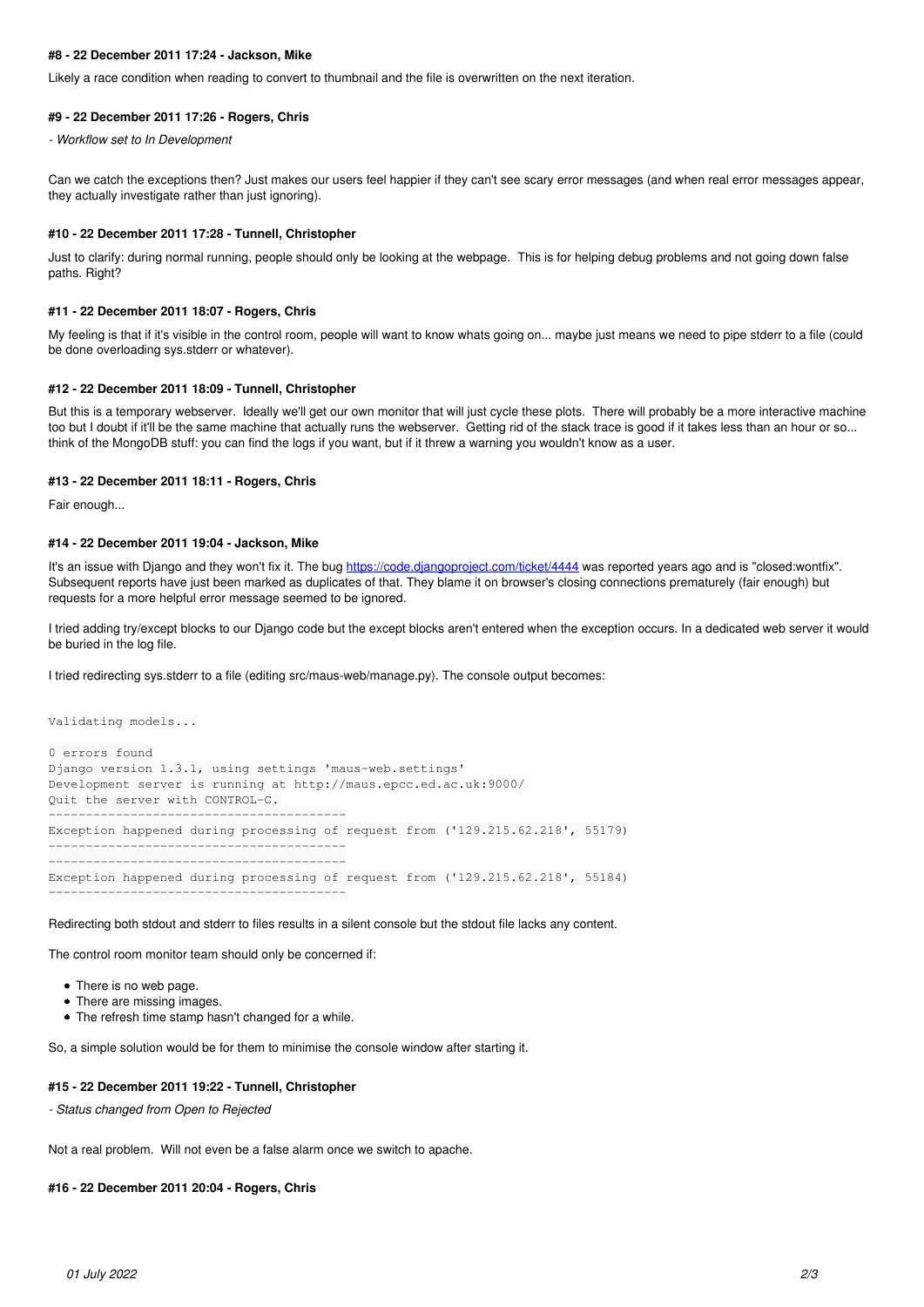#### #8 - 22 December 2011 17:24 - Jackson, Mike

Likely a race condition when reading to convert to thumbnail and the file is overwritten on the next iteration.

#### #9 - 22 December 2011 17:26 - Rogers, Chris

*- Workflow set to In Development*

Can we catch the exceptions then? Just makes our users feel happier if they can't see scary error messages (and when real error messages appear, they actually investigate rather than just ignoring).

#### #10 - 22 December 2011 17:28 - Tunnell, Christopher

Just to clarify: during normal running, people should only be looking at the webpage. This is for helping debug problems and not going down false paths. Right?

#### #11 - 22 December 2011 18:07 - Rogers, Chris

My feeling is that if it's visible in the control room, people will want to know whats going on... maybe just means we need to pipe stderr to a file (could be done overloading sys.stderr or whatever).

#### #12 - 22 December 2011 18:09 - Tunnell, Christopher

But this is a temporary webserver. Ideally we'll get our own monitor that will just cycle these plots. There will probably be a more interactive machine too but I doubt if it'll be the same machine that actually runs the webserver. Getting rid of the stack trace is good if it takes less than an hour or so... think of the MongoDB stuff: you can find the logs if you want, but if it threw a warning you wouldn't know as a user.

#### #13 - 22 December 2011 18:11 - Rogers, Chris

Fair enough...

#### #14 - 22 December 2011 19:04 - Jackson, Mike

It's an issue with Django and they won't fix it. The bug [https://code.djangoproject.com/ticket/4444](https://code.djangoproject.com/ticket/4444) was reported years ago and is "closed:wontfix". Subsequent reports have just been marked as duplicates of that. They blame it on browser's closing connections prematurely (fair enough) but requests for a more helpful error message seemed to be ignored.

I tried adding try/except blocks to our Django code but the except blocks aren't entered when the exception occurs. In a dedicated web server it would be buried in the log file.

I tried redirecting sys.stderr to a file (editing src/maus-web/manage.py). The console output becomes:

```
Validating models...

0 errors found
Django version 1.3.1, using settings 'maus-web.settings'
Development server is running at http://maus.epcc.ed.ac.uk:9000/
Quit the server with CONTROL-C.
----------------------------------------
Exception happened during processing of request from ('129.215.62.218', 55179)
----------------------------------------
----------------------------------------
Exception happened during processing of request from ('129.215.62.218', 55184)
----------------------------------------
```

Redirecting both stdout and stderr to files results in a silent console but the stdout file lacks any content.

The control room monitor team should only be concerned if:

- There is no web page.
- There are missing images.
- The refresh time stamp hasn't changed for a while.

So, a simple solution would be for them to minimise the console window after starting it.

#### #15 - 22 December 2011 19:22 - Tunnell, Christopher

*- Status changed from Open to Rejected*

Not a real problem. Will not even be a false alarm once we switch to apache.

#### #16 - 22 December 2011 20:04 - Rogers, Chris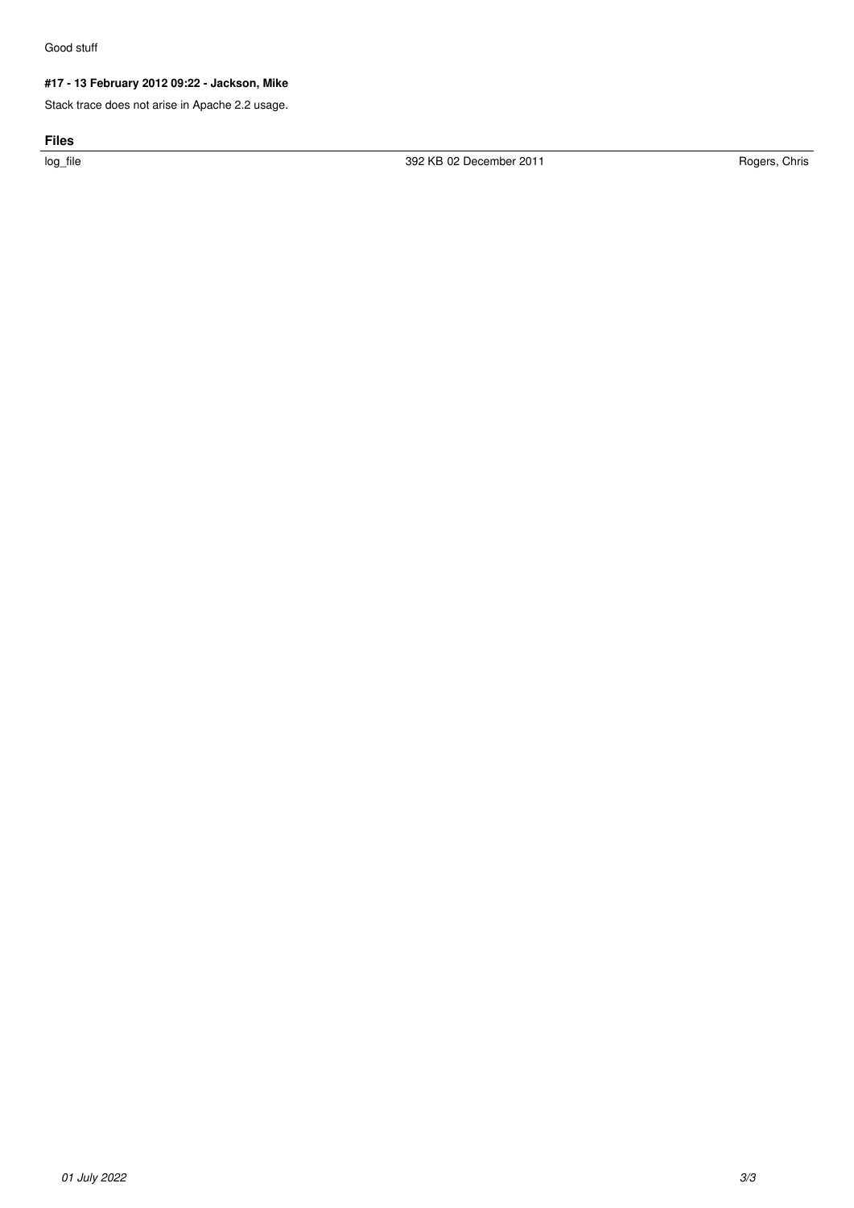Good stuff

#### #17 - 13 February 2012 09:22 - Jackson, Mike

Stack trace does not arise in Apache 2.2 usage.

### Files

| | | |
|---|---|---|
| log_file | 392 KB 02 December 2011 | Rogers, Chris |